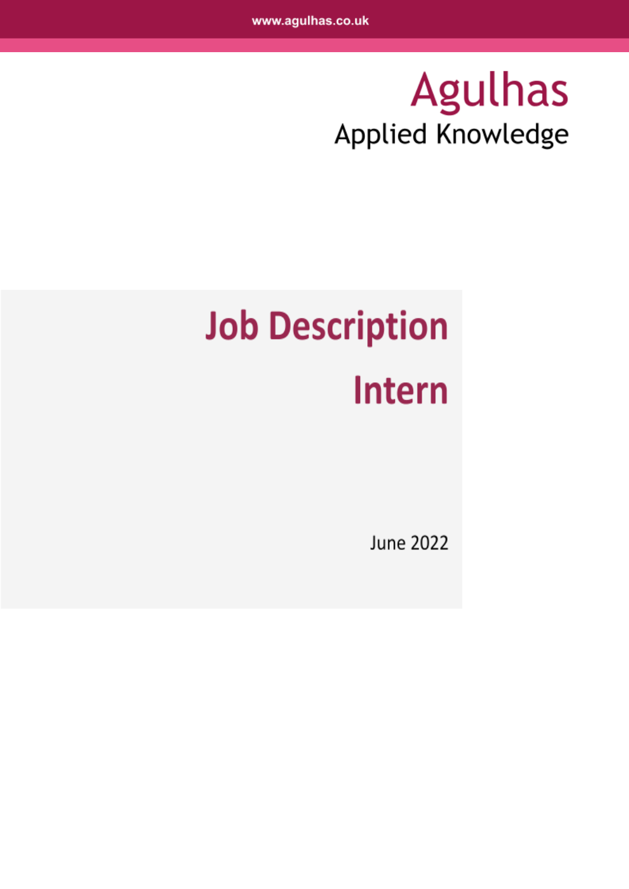www.agulhas.co.uk

Agulhas

Applied Knowledge

# Job Description

# Intern

June 2022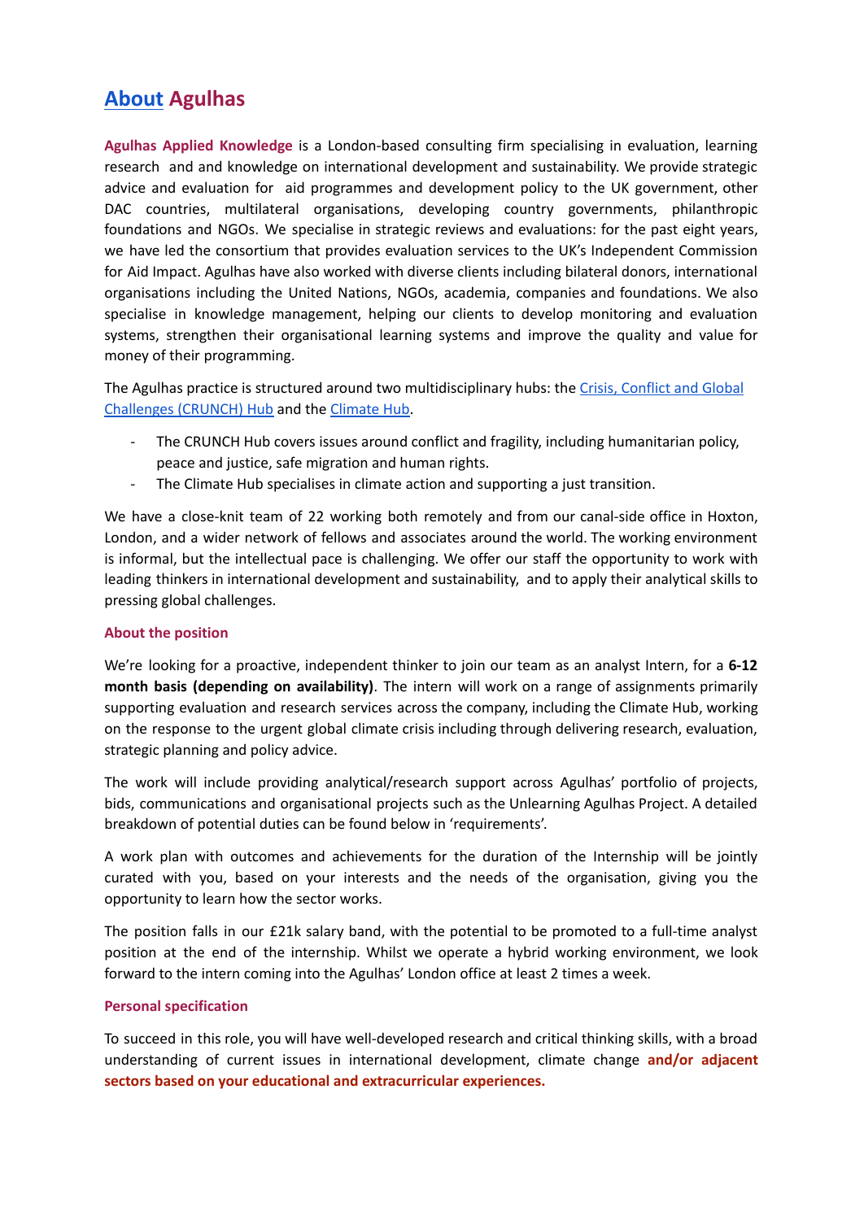## About Agulhas

**Agulhas Applied Knowledge** is a London-based consulting firm specialising in evaluation, learning research and and knowledge on international development and sustainability. We provide strategic advice and evaluation for aid programmes and development policy to the UK government, other DAC countries, multilateral organisations, developing country governments, philanthropic foundations and NGOs. We specialise in strategic reviews and evaluations: for the past eight years, we have led the consortium that provides evaluation services to the UK's Independent Commission for Aid Impact. Agulhas have also worked with diverse clients including bilateral donors, international organisations including the United Nations, NGOs, academia, companies and foundations. We also specialise in knowledge management, helping our clients to develop monitoring and evaluation systems, strengthen their organisational learning systems and improve the quality and value for money of their programming.

The Agulhas practice is structured around two multidisciplinary hubs: the Crisis, Conflict and Global Challenges (CRUNCH) Hub and the Climate Hub.

- The CRUNCH Hub covers issues around conflict and fragility, including humanitarian policy, peace and justice, safe migration and human rights.
- The Climate Hub specialises in climate action and supporting a just transition.

We have a close-knit team of 22 working both remotely and from our canal-side office in Hoxton, London, and a wider network of fellows and associates around the world. The working environment is informal, but the intellectual pace is challenging. We offer our staff the opportunity to work with leading thinkers in international development and sustainability, and to apply their analytical skills to pressing global challenges.

### About the position

We're looking for a proactive, independent thinker to join our team as an analyst Intern, for a **6-12 month basis (depending on availability)**. The intern will work on a range of assignments primarily supporting evaluation and research services across the company, including the Climate Hub, working on the response to the urgent global climate crisis including through delivering research, evaluation, strategic planning and policy advice.

The work will include providing analytical/research support across Agulhas' portfolio of projects, bids, communications and organisational projects such as the Unlearning Agulhas Project. A detailed breakdown of potential duties can be found below in 'requirements'.

A work plan with outcomes and achievements for the duration of the Internship will be jointly curated with you, based on your interests and the needs of the organisation, giving you the opportunity to learn how the sector works.

The position falls in our £21k salary band, with the potential to be promoted to a full-time analyst position at the end of the internship. Whilst we operate a hybrid working environment, we look forward to the intern coming into the Agulhas' London office at least 2 times a week.

### Personal specification

To succeed in this role, you will have well-developed research and critical thinking skills, with a broad understanding of current issues in international development, climate change **and/or adjacent sectors based on your educational and extracurricular experiences.**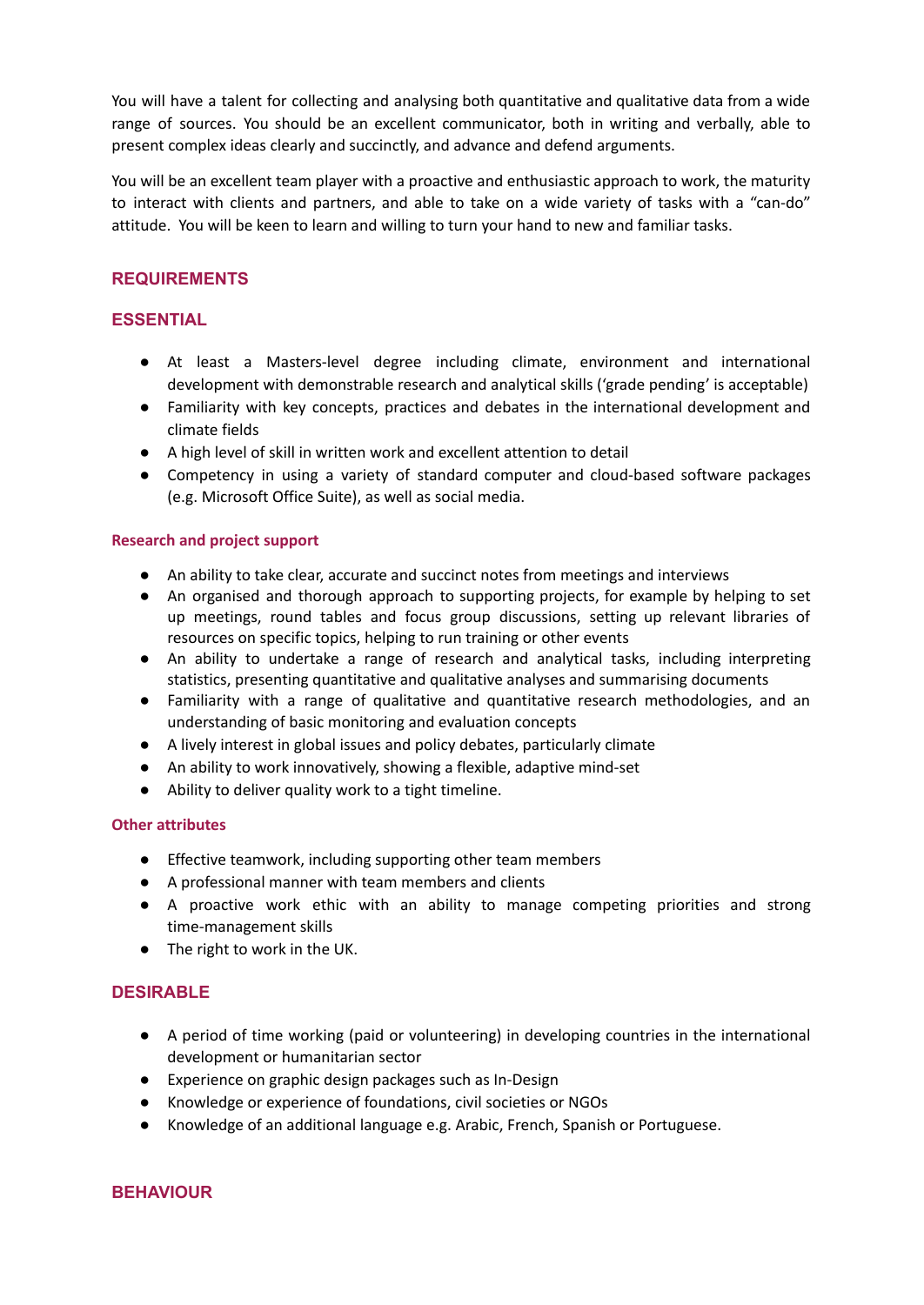You will have a talent for collecting and analysing both quantitative and qualitative data from a wide range of sources. You should be an excellent communicator, both in writing and verbally, able to present complex ideas clearly and succinctly, and advance and defend arguments.

You will be an excellent team player with a proactive and enthusiastic approach to work, the maturity to interact with clients and partners, and able to take on a wide variety of tasks with a "can-do" attitude. You will be keen to learn and willing to turn your hand to new and familiar tasks.

## REQUIREMENTS

## ESSENTIAL

- At least a Masters-level degree including climate, environment and international development with demonstrable research and analytical skills ('grade pending' is acceptable)
- Familiarity with key concepts, practices and debates in the international development and climate fields
- A high level of skill in written work and excellent attention to detail
- Competency in using a variety of standard computer and cloud-based software packages (e.g. Microsoft Office Suite), as well as social media.

### Research and project support

- An ability to take clear, accurate and succinct notes from meetings and interviews
- An organised and thorough approach to supporting projects, for example by helping to set up meetings, round tables and focus group discussions, setting up relevant libraries of resources on specific topics, helping to run training or other events
- An ability to undertake a range of research and analytical tasks, including interpreting statistics, presenting quantitative and qualitative analyses and summarising documents
- Familiarity with a range of qualitative and quantitative research methodologies, and an understanding of basic monitoring and evaluation concepts
- A lively interest in global issues and policy debates, particularly climate
- An ability to work innovatively, showing a flexible, adaptive mind-set
- Ability to deliver quality work to a tight timeline.

### Other attributes

- Effective teamwork, including supporting other team members
- A professional manner with team members and clients
- A proactive work ethic with an ability to manage competing priorities and strong time-management skills
- The right to work in the UK.

## DESIRABLE

- A period of time working (paid or volunteering) in developing countries in the international development or humanitarian sector
- Experience on graphic design packages such as In-Design
- Knowledge or experience of foundations, civil societies or NGOs
- Knowledge of an additional language e.g. Arabic, French, Spanish or Portuguese.

## BEHAVIOUR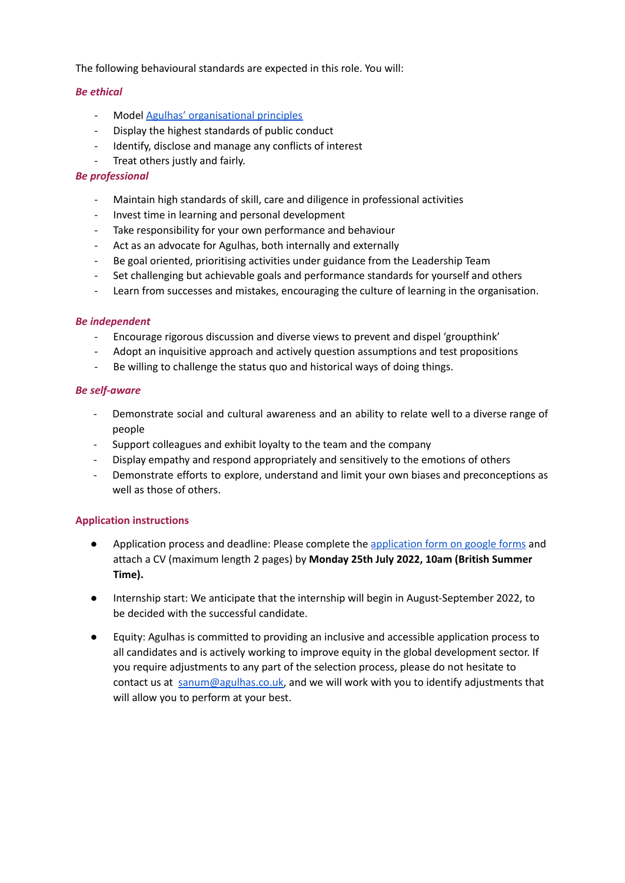The following behavioural standards are expected in this role. You will:

***Be ethical***

- Model [Agulhas' organisational principles]
- Display the highest standards of public conduct
- Identify, disclose and manage any conflicts of interest
- Treat others justly and fairly.

***Be professional***

- Maintain high standards of skill, care and diligence in professional activities
- Invest time in learning and personal development
- Take responsibility for your own performance and behaviour
- Act as an advocate for Agulhas, both internally and externally
- Be goal oriented, prioritising activities under guidance from the Leadership Team
- Set challenging but achievable goals and performance standards for yourself and others
- Learn from successes and mistakes, encouraging the culture of learning in the organisation.

***Be independent***

- Encourage rigorous discussion and diverse views to prevent and dispel 'groupthink'
- Adopt an inquisitive approach and actively question assumptions and test propositions
- Be willing to challenge the status quo and historical ways of doing things.

***Be self-aware***

- Demonstrate social and cultural awareness and an ability to relate well to a diverse range of people
- Support colleagues and exhibit loyalty to the team and the company
- Display empathy and respond appropriately and sensitively to the emotions of others
- Demonstrate efforts to explore, understand and limit your own biases and preconceptions as well as those of others.

**Application instructions**

- Application process and deadline: Please complete the [application form on google forms] and attach a CV (maximum length 2 pages) by **Monday 25th July 2022, 10am (British Summer Time).**
- Internship start: We anticipate that the internship will begin in August-September 2022, to be decided with the successful candidate.
- Equity: Agulhas is committed to providing an inclusive and accessible application process to all candidates and is actively working to improve equity in the global development sector. If you require adjustments to any part of the selection process, please do not hesitate to contact us at sanum@agulhas.co.uk, and we will work with you to identify adjustments that will allow you to perform at your best.